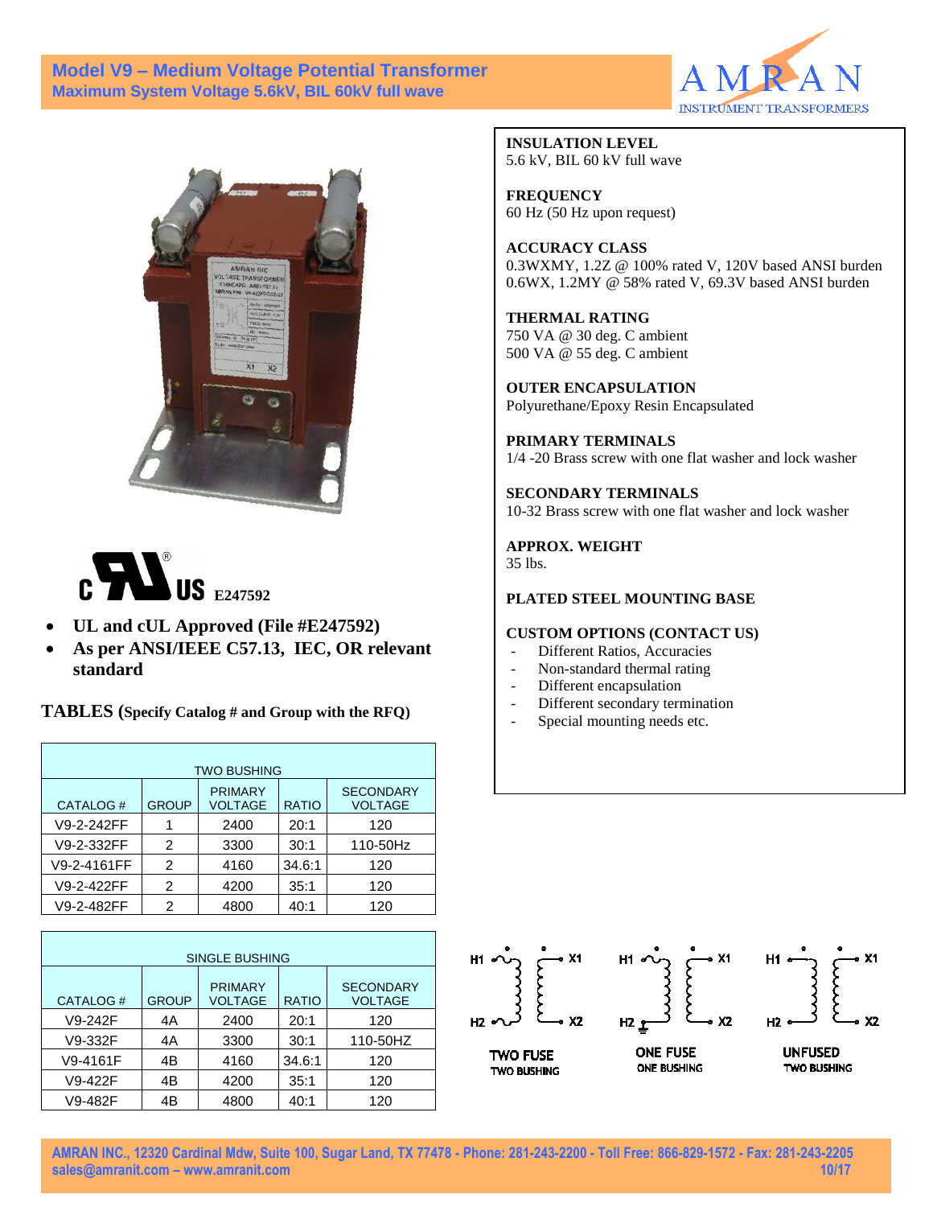# Model V9 – Medium Voltage Potential Transformer

## Maximum System Voltage 5.6kV, BIL 60kV full wave

AMRAN INSTRUMENT TRANSFORMERS

c UL US E247592

- **UL and cUL Approved (File #E247592)**
- **As per ANSI/IEEE C57.13, IEC, OR relevant standard**

**INSULATION LEVEL**
5.6 kV, BIL 60 kV full wave

**FREQUENCY**
60 Hz (50 Hz upon request)

**ACCURACY CLASS**
0.3WXMY, 1.2Z @ 100% rated V, 120V based ANSI burden
0.6WX, 1.2MY @ 58% rated V, 69.3V based ANSI burden

**THERMAL RATING**
750 VA @ 30 deg. C ambient
500 VA @ 55 deg. C ambient

**OUTER ENCAPSULATION**
Polyurethane/Epoxy Resin Encapsulated

**PRIMARY TERMINALS**
1/4 -20 Brass screw with one flat washer and lock washer

**SECONDARY TERMINALS**
10-32 Brass screw with one flat washer and lock washer

**APPROX. WEIGHT**
35 lbs.

**PLATED STEEL MOUNTING BASE**

**CUSTOM OPTIONS (CONTACT US)**
- Different Ratios, Accuracies
- Non-standard thermal rating
- Different encapsulation
- Different secondary termination
- Special mounting needs etc.

## TABLES (Specify Catalog # and Group with the RFQ)

| TWO BUSHING | | | | |
|---|---|---|---|---|
| CATALOG # | GROUP | PRIMARY VOLTAGE | RATIO | SECONDARY VOLTAGE |
| V9-2-242FF | 1 | 2400 | 20:1 | 120 |
| V9-2-332FF | 2 | 3300 | 30:1 | 110-50Hz |
| V9-2-4161FF | 2 | 4160 | 34.6:1 | 120 |
| V9-2-422FF | 2 | 4200 | 35:1 | 120 |
| V9-2-482FF | 2 | 4800 | 40:1 | 120 |

| SINGLE BUSHING | | | | |
|---|---|---|---|---|
| CATALOG # | GROUP | PRIMARY VOLTAGE | RATIO | SECONDARY VOLTAGE |
| V9-242F | 4A | 2400 | 20:1 | 120 |
| V9-332F | 4A | 3300 | 30:1 | 110-50HZ |
| V9-4161F | 4B | 4160 | 34.6:1 | 120 |
| V9-422F | 4B | 4200 | 35:1 | 120 |
| V9-482F | 4B | 4800 | 40:1 | 120 |

H1 X1 H2 X2 — TWO FUSE, TWO BUSHING

H1 X1 H2 X2 — ONE FUSE, ONE BUSHING

H1 X1 H2 X2 — UNFUSED, TWO BUSHING

AMRAN INC., 12320 Cardinal Mdw, Suite 100, Sugar Land, TX 77478 - Phone: 281-243-2200 - Toll Free: 866-829-1572 - Fax: 281-243-2205
sales@amranit.com – www.amranit.com 10/17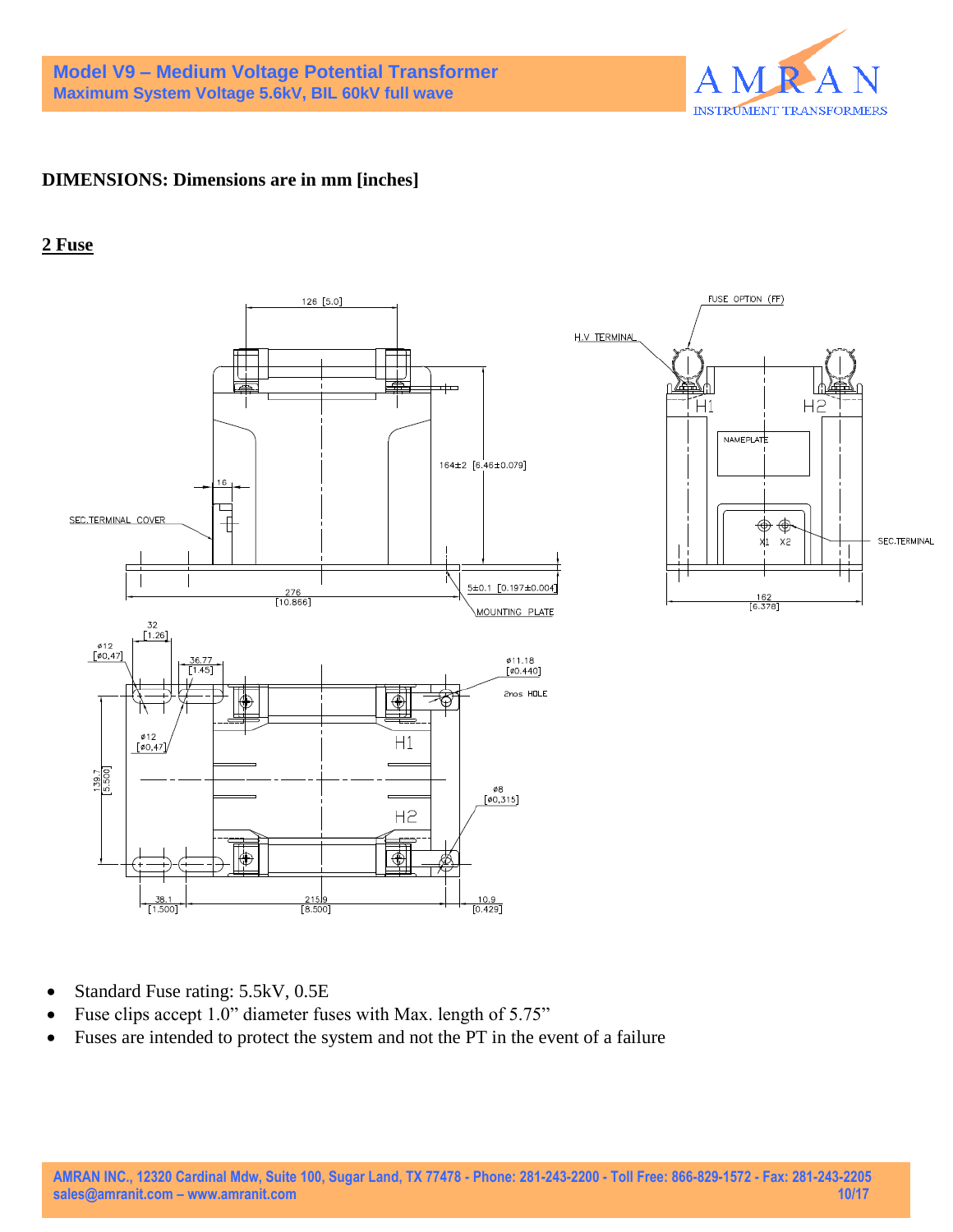# Model V9 – Medium Voltage Potential Transformer

**Maximum System Voltage 5.6kV, BIL 60kV full wave**

**DIMENSIONS: Dimensions are in mm [inches]**

## 2 Fuse

- Standard Fuse rating: 5.5kV, 0.5E
- Fuse clips accept 1.0" diameter fuses with Max. length of 5.75"
- Fuses are intended to protect the system and not the PT in the event of a failure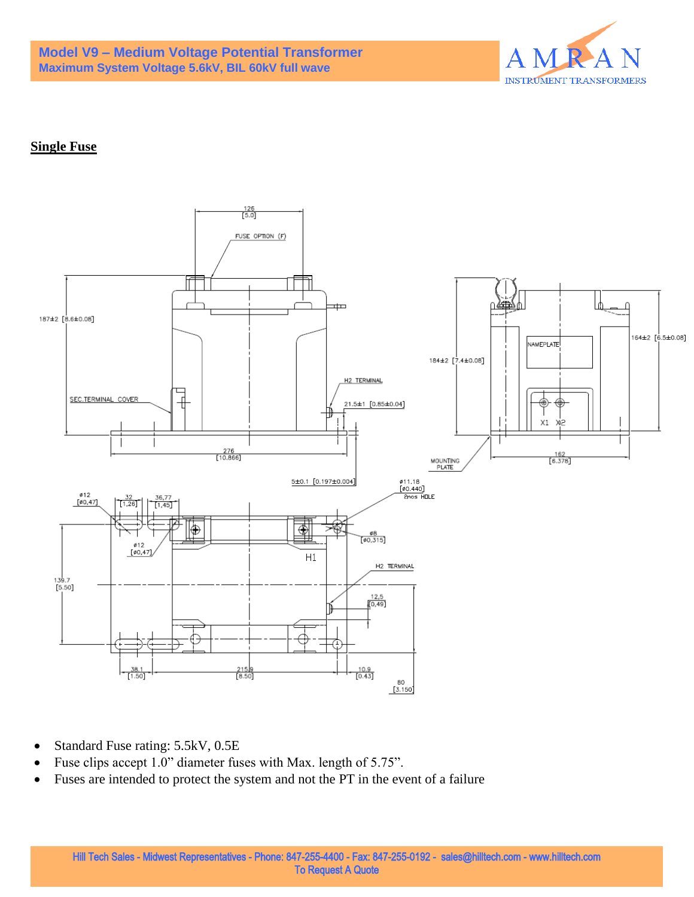**Model V9 – Medium Voltage Potential Transformer**
**Maximum System Voltage 5.6kV, BIL 60kV full wave**

AMRAN INSTRUMENT TRANSFORMERS

## Single Fuse

126 [5.0]
FUSE OPTION (F)
187±2 [8.6±0.08]
SEC.TERMINAL COVER
H2 TERMINAL
21.5±1 [0.85±0.04]
276 [10.866]
5±0.1 [0.197±0.004]
184±2 [7.4±0.08]
NAMEPLATE
X1 X2
164±2 [6.5±0.08]
MOUNTING PLATE
162 [6.378]
ø12 [ø0.47]
32 [1,26]
36,77 [1,45]
ø12 [ø0,47]
ø11.18 [ø0.440] 2nos HOLE
ø8 [ø0,315]
H1
H2 TERMINAL
139.7 [5.50]
12,5 [0,49]
38.1 [1.50]
215.9 [8.50]
10.9 [0.43]
80 [3.150]

- Standard Fuse rating: 5.5kV, 0.5E
- Fuse clips accept 1.0” diameter fuses with Max. length of 5.75”.
- Fuses are intended to protect the system and not the PT in the event of a failure

Hill Tech Sales - Midwest Representatives - Phone: 847-255-4400 - Fax: 847-255-0192 - sales@hilltech.com - www.hilltech.com
To Request A Quote